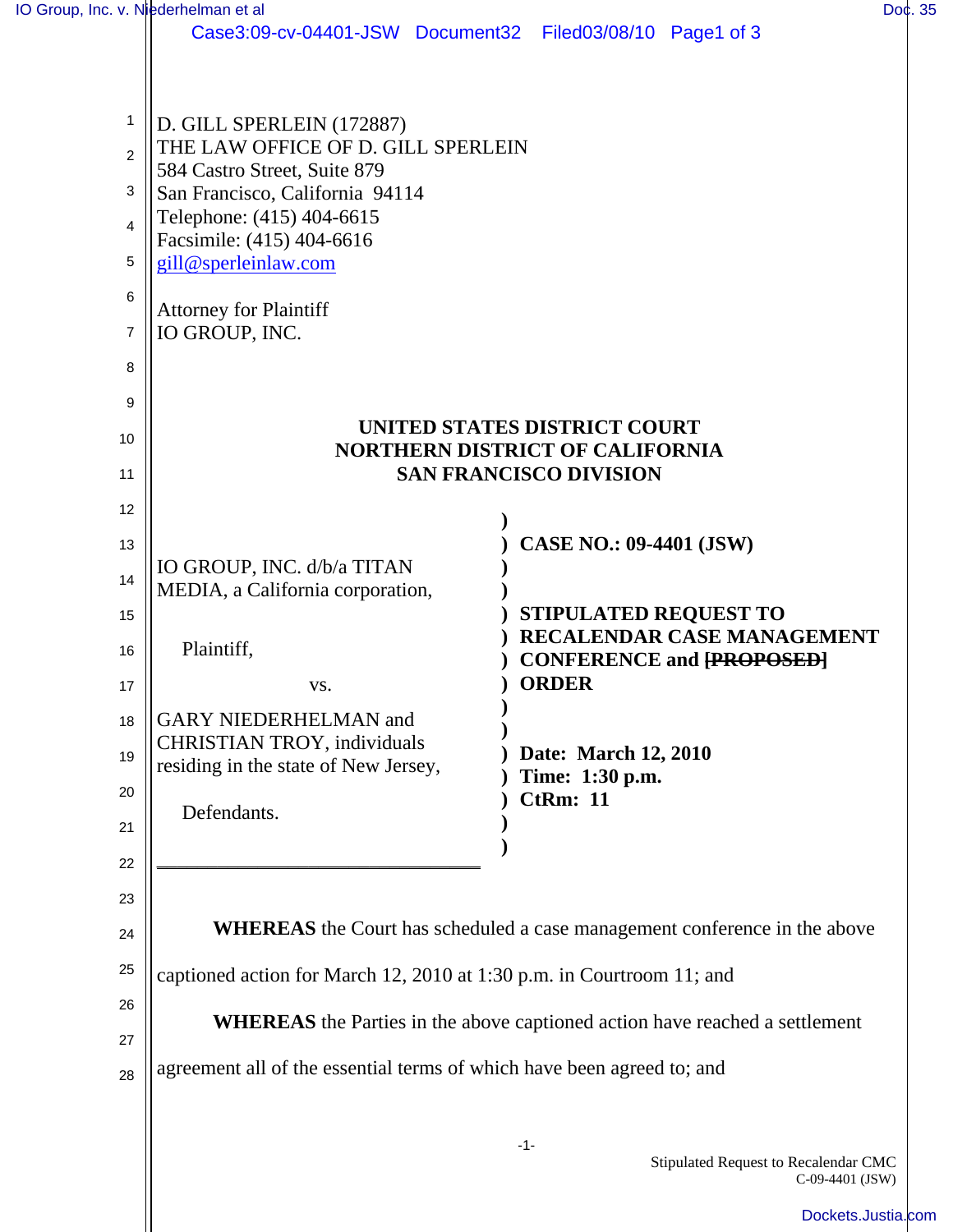D. GILL SPERLEIN (172887)
THE LAW OFFICE OF D. GILL SPERLEIN
584 Castro Street, Suite 879
San Francisco, California 94114
Telephone: (415) 404-6615
Facsimile: (415) 404-6616
gill@sperleinlaw.com

Attorney for Plaintiff
IO GROUP, INC.

**UNITED STATES DISTRICT COURT**
**NORTHERN DISTRICT OF CALIFORNIA**
**SAN FRANCISCO DIVISION**

| | |
|---|---|
| IO GROUP, INC. d/b/a TITAN MEDIA, a California corporation,<br><br>Plaintiff,<br><br>vs.<br><br>GARY NIEDERHELMAN and CHRISTIAN TROY, individuals residing in the state of New Jersey,<br><br>Defendants. | **CASE NO.: 09-4401 (JSW)**<br><br>**STIPULATED REQUEST TO RECALENDAR CASE MANAGEMENT CONFERENCE and ~~[PROPOSED]~~ ORDER**<br><br>**Date: March 12, 2010**<br>**Time: 1:30 p.m.**<br>**CtRm: 11** |

**WHEREAS** the Court has scheduled a case management conference in the above captioned action for March 12, 2010 at 1:30 p.m. in Courtroom 11; and

**WHEREAS** the Parties in the above captioned action have reached a settlement agreement all of the essential terms of which have been agreed to; and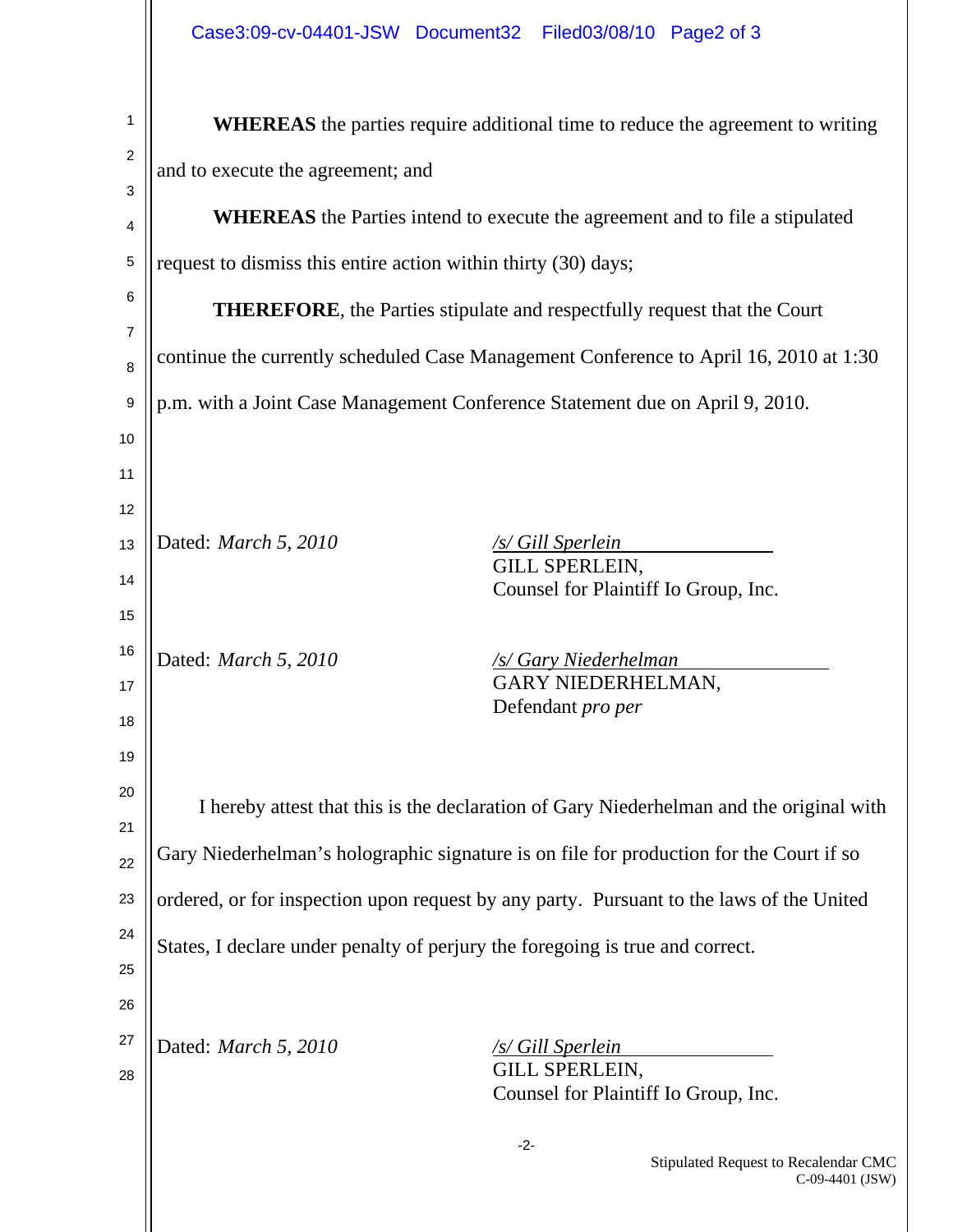**WHEREAS** the parties require additional time to reduce the agreement to writing and to execute the agreement; and

**WHEREAS** the Parties intend to execute the agreement and to file a stipulated request to dismiss this entire action within thirty (30) days;

**THEREFORE**, the Parties stipulate and respectfully request that the Court continue the currently scheduled Case Management Conference to April 16, 2010 at 1:30 p.m. with a Joint Case Management Conference Statement due on April 9, 2010.

Dated: *March 5, 2010*

*/s/ Gill Sperlein*
GILL SPERLEIN,
Counsel for Plaintiff Io Group, Inc.

Dated: *March 5, 2010*

*/s/ Gary Niederhelman*
GARY NIEDERHELMAN,
Defendant *pro per*

I hereby attest that this is the declaration of Gary Niederhelman and the original with Gary Niederhelman's holographic signature is on file for production for the Court if so ordered, or for inspection upon request by any party. Pursuant to the laws of the United States, I declare under penalty of perjury the foregoing is true and correct.

Dated: *March 5, 2010*

*/s/ Gill Sperlein*
GILL SPERLEIN,
Counsel for Plaintiff Io Group, Inc.

Stipulated Request to Recalendar CMC
C-09-4401 (JSW)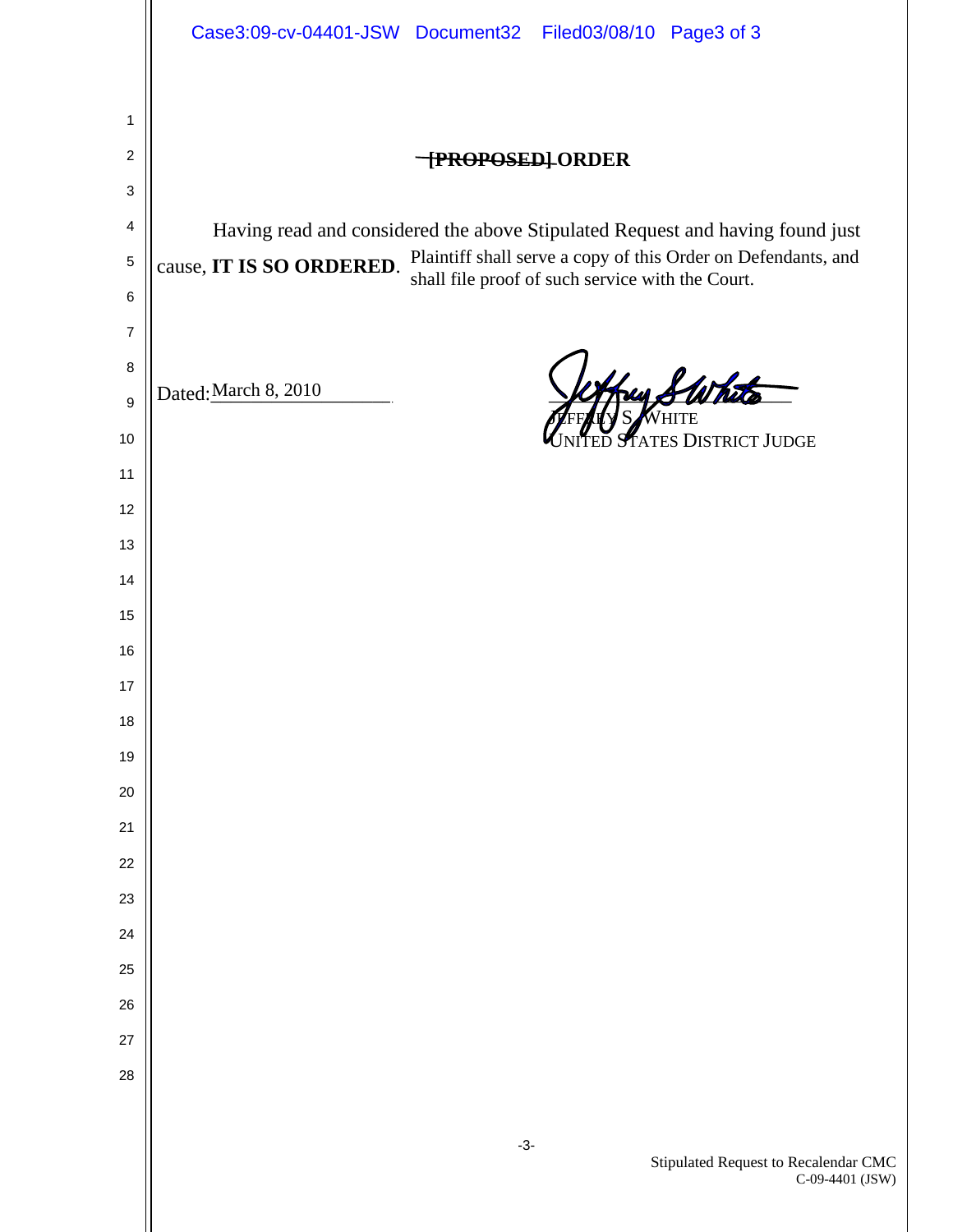## ~~[PROPOSED]~~ ORDER

Having read and considered the above Stipulated Request and having found just cause, **IT IS SO ORDERED**. Plaintiff shall serve a copy of this Order on Defendants, and shall file proof of such service with the Court.

Dated: March 8, 2010

JEFFREY S. WHITE
UNITED STATES DISTRICT JUDGE

Stipulated Request to Recalendar CMC
C-09-4401 (JSW)